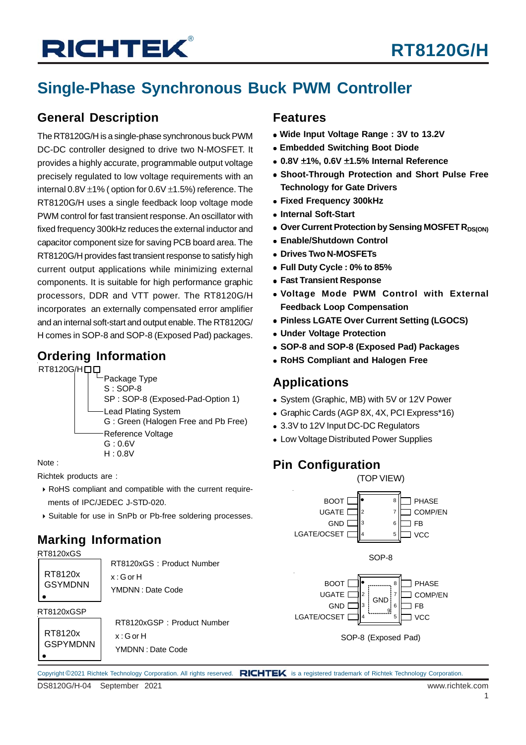# RT8120G/H

## Single-Phase Synchronous Buck PWM Controller

### General Description

The RT8120G/H is a single-phase synchronous buck PWM DC-DC controller designed to drive two N-MOSFET. It provides a highly accurate, programmable output voltage precisely regulated to low voltage requirements with an internal 0.8V ±1% ( option for 0.6V ±1.5%) reference. The RT8120G/H uses a single feedback loop voltage mode PWM control for fast transient response. An oscillator with fixed frequency 300kHz reduces the external inductor and capacitor component size for saving PCB board area. The RT8120G/H provides fast transient response to satisfy high current output applications while minimizing external components. It is suitable for high performance graphic processors, DDR and VTT power. The RT8120G/H incorporates an externally compensated error amplifier and an internal soft-start and output enable. The RT8120G/H comes in SOP-8 and SOP-8 (Exposed Pad) packages.

### Ordering Information

RT8120G/H□□

- Package Type
  - S : SOP-8
  - SP : SOP-8 (Exposed-Pad-Option 1)
- Lead Plating System
  - G : Green (Halogen Free and Pb Free)
- Reference Voltage
  - G : 0.6V
  - H : 0.8V

Note :

Richtek products are :

- RoHS compliant and compatible with the current requirements of IPC/JEDEC J-STD-020.
- Suitable for use in SnPb or Pb-free soldering processes.

### Marking Information

RT8120xGS

| RT8120x GSYMDNN |
|---|

RT8120xGS : Product Number

x : G or H

YMDNN : Date Code

RT8120xGSP

| RT8120x GSPYMDNN |
|---|

RT8120xGSP : Product Number

x : G or H

YMDNN : Date Code

### Features

- **Wide Input Voltage Range : 3V to 13.2V**
- **Embedded Switching Boot Diode**
- **0.8V ±1%, 0.6V ±1.5% Internal Reference**
- **Shoot-Through Protection and Short Pulse Free Technology for Gate Drivers**
- **Fixed Frequency 300kHz**
- **Internal Soft-Start**
- **Over Current Protection by Sensing MOSFET $R_{DS(ON)}$**
- **Enable/Shutdown Control**
- **Drives Two N-MOSFETs**
- **Full Duty Cycle : 0% to 85%**
- **Fast Transient Response**
- **Voltage Mode PWM Control with External Feedback Loop Compensation**
- **Pinless LGATE Over Current Setting (LGOCS)**
- **Under Voltage Protection**
- **SOP-8 and SOP-8 (Exposed Pad) Packages**
- **RoHS Compliant and Halogen Free**

### Applications

- System (Graphic, MB) with 5V or 12V Power
- Graphic Cards (AGP 8X, 4X, PCI Express*16)
- 3.3V to 12V Input DC-DC Regulators
- Low Voltage Distributed Power Supplies

### Pin Configuration

(TOP VIEW)

| Pin | Name | Pin | Name |
|---|---|---|---|
| 1 | BOOT | 8 | PHASE |
| 2 | UGATE | 7 | COMP/EN |
| 3 | GND | 6 | FB |
| 4 | LGATE/OCSET | 5 | VCC |

SOP-8

| Pin | Name | Pin | Name |
|---|---|---|---|
| 1 | BOOT | 8 | PHASE |
| 2 | UGATE | 7 | COMP/EN |
| 3 | GND | 6 | FB |
| 4 | LGATE/OCSET | 5 | VCC |
| 9 (Exposed Pad) | GND | | |

SOP-8 (Exposed Pad)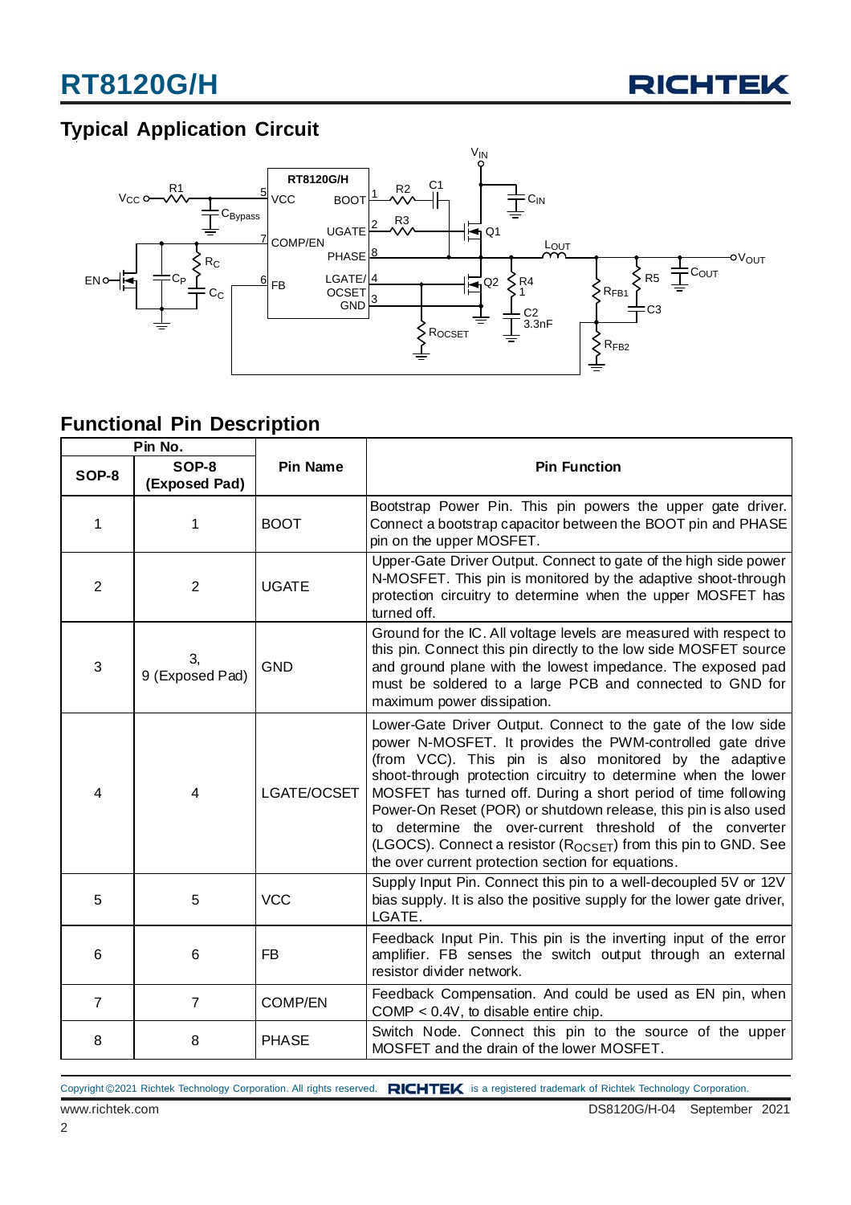## Typical Application Circuit

## Functional Pin Description

| Pin No. | | Pin Name | Pin Function |
|---|---|---|---|
| SOP-8 | SOP-8 (Exposed Pad) | | |
| 1 | 1 | BOOT | Bootstrap Power Pin. This pin powers the upper gate driver. Connect a bootstrap capacitor between the BOOT pin and PHASE pin on the upper MOSFET. |
| 2 | 2 | UGATE | Upper-Gate Driver Output. Connect to gate of the high side power N-MOSFET. This pin is monitored by the adaptive shoot-through protection circuitry to determine when the upper MOSFET has turned off. |
| 3 | 3, 9 (Exposed Pad) | GND | Ground for the IC. All voltage levels are measured with respect to this pin. Connect this pin directly to the low side MOSFET source and ground plane with the lowest impedance. The exposed pad must be soldered to a large PCB and connected to GND for maximum power dissipation. |
| 4 | 4 | LGATE/OCSET | Lower-Gate Driver Output. Connect to the gate of the low side power N-MOSFET. It provides the PWM-controlled gate drive (from VCC). This pin is also monitored by the adaptive shoot-through protection circuitry to determine when the lower MOSFET has turned off. During a short period of time following Power-On Reset (POR) or shutdown release, this pin is also used to determine the over-current threshold of the converter (LGOCS). Connect a resistor ($R_{OCSET}$) from this pin to GND. See the over current protection section for equations. |
| 5 | 5 | VCC | Supply Input Pin. Connect this pin to a well-decoupled 5V or 12V bias supply. It is also the positive supply for the lower gate driver, LGATE. |
| 6 | 6 | FB | Feedback Input Pin. This pin is the inverting input of the error amplifier. FB senses the switch output through an external resistor divider network. |
| 7 | 7 | COMP/EN | Feedback Compensation. And could be used as EN pin, when COMP < 0.4V, to disable entire chip. |
| 8 | 8 | PHASE | Switch Node. Connect this pin to the source of the upper MOSFET and the drain of the lower MOSFET. |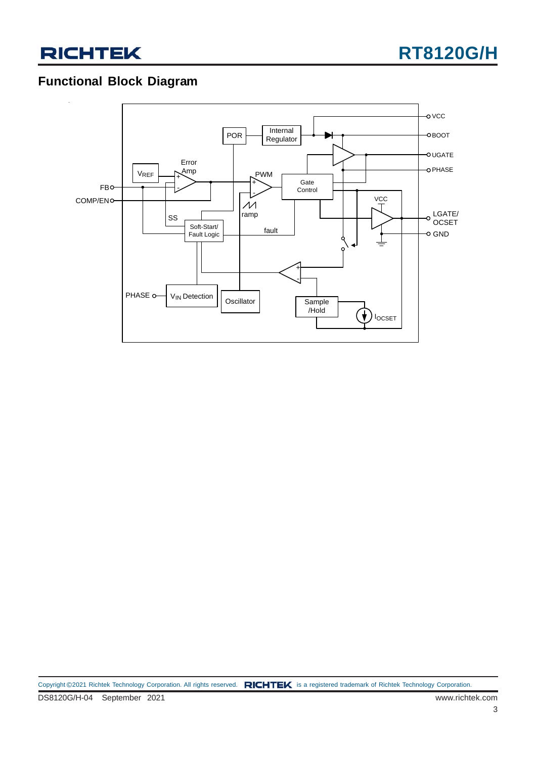## Functional Block Diagram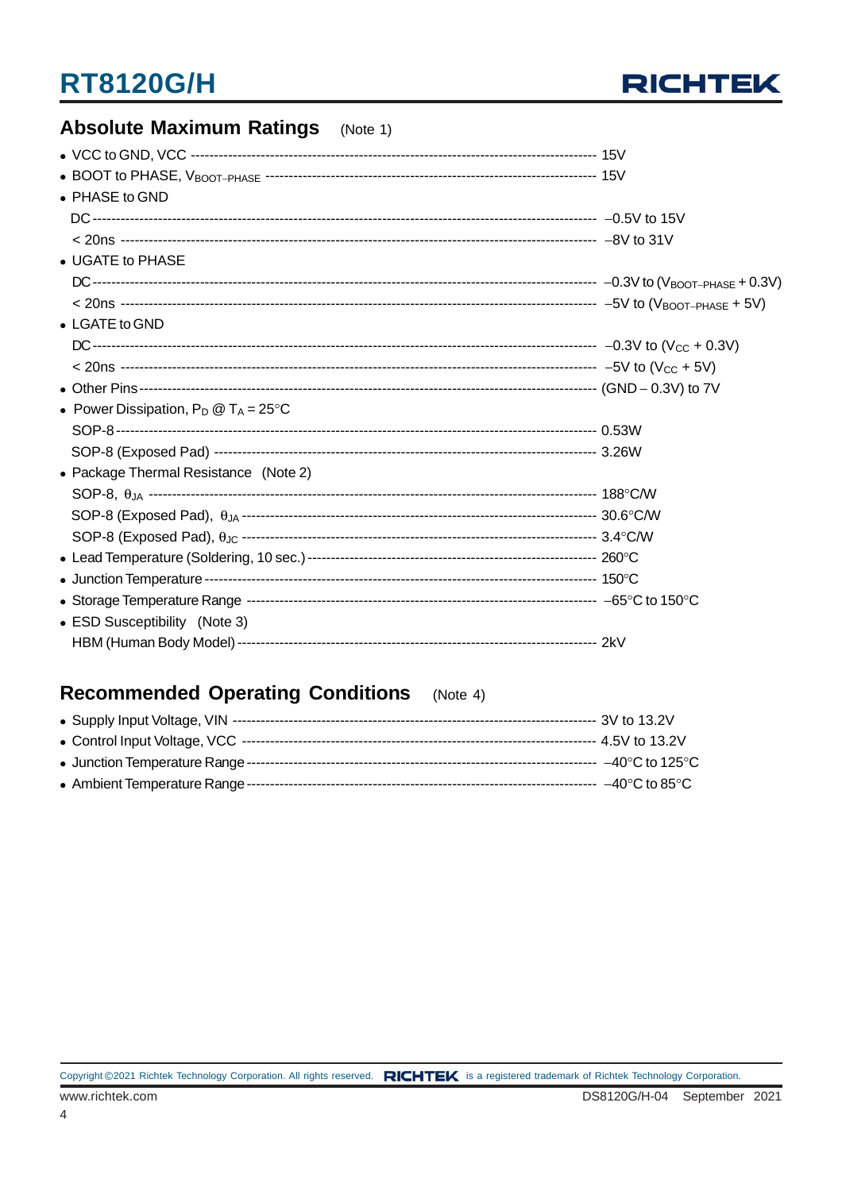## Absolute Maximum Ratings (Note 1)

- VCC to GND, VCC ---------- 15V
- BOOT to PHASE, $V_{BOOT-PHASE}$ ---------- 15V
- PHASE to GND
  - DC ---------- –0.5V to 15V
  - < 20ns ---------- –8V to 31V
- UGATE to PHASE
  - DC ---------- –0.3V to ($V_{BOOT-PHASE}$ + 0.3V)
  - < 20ns ---------- –5V to ($V_{BOOT-PHASE}$ + 5V)
- LGATE to GND
  - DC ---------- –0.3V to ($V_{CC}$ + 0.3V)
  - < 20ns ---------- –5V to ($V_{CC}$ + 5V)
- Other Pins ---------- (GND – 0.3V) to 7V
- Power Dissipation, $P_D$ @ $T_A$ = 25°C
  - SOP-8 ---------- 0.53W
  - SOP-8 (Exposed Pad) ---------- 3.26W
- Package Thermal Resistance (Note 2)
  - SOP-8, $\theta_{JA}$ ---------- 188°C/W
  - SOP-8 (Exposed Pad), $\theta_{JA}$ ---------- 30.6°C/W
  - SOP-8 (Exposed Pad), $\theta_{JC}$ ---------- 3.4°C/W
- Lead Temperature (Soldering, 10 sec.) ---------- 260°C
- Junction Temperature ---------- 150°C
- Storage Temperature Range ---------- –65°C to 150°C
- ESD Susceptibility (Note 3)
  - HBM (Human Body Model) ---------- 2kV

## Recommended Operating Conditions (Note 4)

- Supply Input Voltage, VIN ---------- 3V to 13.2V
- Control Input Voltage, VCC ---------- 4.5V to 13.2V
- Junction Temperature Range ---------- –40°C to 125°C
- Ambient Temperature Range ---------- –40°C to 85°C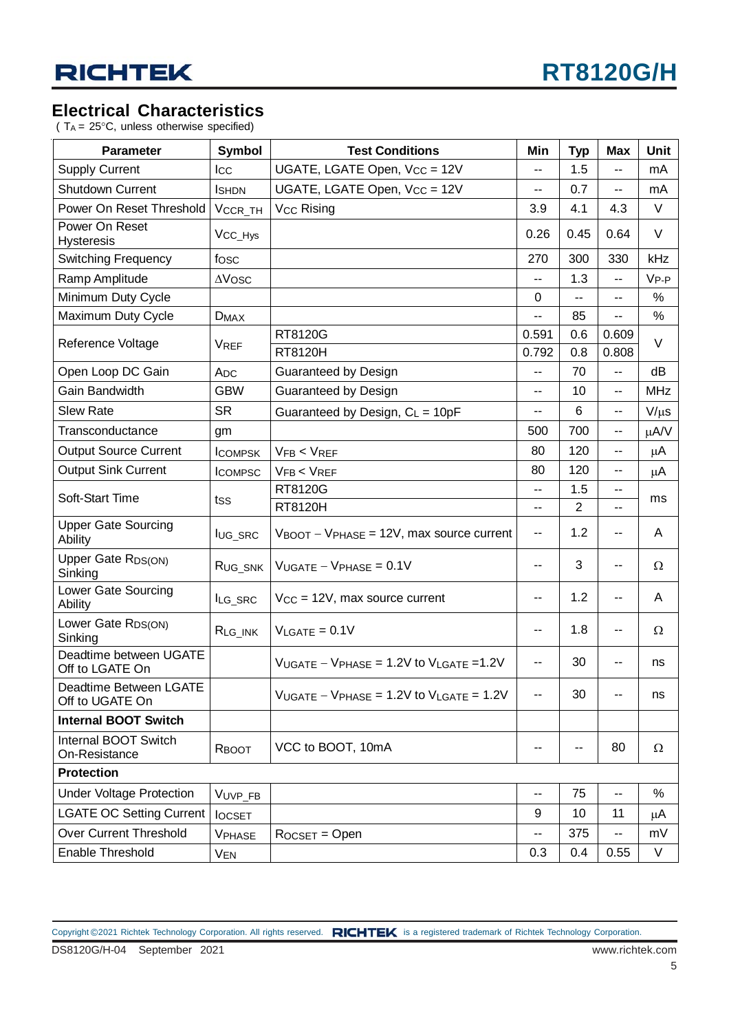## Electrical Characteristics

( $T_A$ = 25°C, unless otherwise specified)

| Parameter | Symbol | Test Conditions | Min | Typ | Max | Unit |
|---|---|---|---|---|---|---|
| Supply Current | $I_{CC}$ | UGATE, LGATE Open, $V_{CC}$ = 12V | -- | 1.5 | -- | mA |
| Shutdown Current | $I_{SHDN}$ | UGATE, LGATE Open, $V_{CC}$ = 12V | -- | 0.7 | -- | mA |
| Power On Reset Threshold | $V_{CCR\_TH}$ | $V_{CC}$ Rising | 3.9 | 4.1 | 4.3 | V |
| Power On Reset Hysteresis | $V_{CC\_Hys}$ | | 0.26 | 0.45 | 0.64 | V |
| Switching Frequency | $f_{OSC}$ | | 270 | 300 | 330 | kHz |
| Ramp Amplitude | $\Delta V_{OSC}$ | | -- | 1.3 | -- | $V_{P-P}$ |
| Minimum Duty Cycle | | | 0 | -- | -- | % |
| Maximum Duty Cycle | $D_{MAX}$ | | -- | 85 | -- | % |
| Reference Voltage | $V_{REF}$ | RT8120G | 0.591 | 0.6 | 0.609 | V |
| | | RT8120H | 0.792 | 0.8 | 0.808 | |
| Open Loop DC Gain | $A_{DC}$ | Guaranteed by Design | -- | 70 | -- | dB |
| Gain Bandwidth | GBW | Guaranteed by Design | -- | 10 | -- | MHz |
| Slew Rate | SR | Guaranteed by Design, $C_L$ = 10pF | -- | 6 | -- | V/μs |
| Transconductance | gm | | 500 | 700 | -- | μA/V |
| Output Source Current | $I_{COMPSK}$ | $V_{FB} < V_{REF}$ | 80 | 120 | -- | μA |
| Output Sink Current | $I_{COMPSC}$ | $V_{FB} < V_{REF}$ | 80 | 120 | -- | μA |
| Soft-Start Time | $t_{SS}$ | RT8120G | -- | 1.5 | -- | ms |
| | | RT8120H | -- | 2 | -- | |
| Upper Gate Sourcing Ability | $I_{UG\_SRC}$ | $V_{BOOT} - V_{PHASE}$ = 12V, max source current | -- | 1.2 | -- | A |
| Upper Gate $R_{DS(ON)}$ Sinking | $R_{UG\_SNK}$ | $V_{UGATE} - V_{PHASE}$ = 0.1V | -- | 3 | -- | Ω |
| Lower Gate Sourcing Ability | $I_{LG\_SRC}$ | $V_{CC}$ = 12V, max source current | -- | 1.2 | -- | A |
| Lower Gate $R_{DS(ON)}$ Sinking | $R_{LG\_INK}$ | $V_{LGATE}$ = 0.1V | -- | 1.8 | -- | Ω |
| Deadtime between UGATE Off to LGATE On | | $V_{UGATE} - V_{PHASE}$ = 1.2V to $V_{LGATE}$ =1.2V | -- | 30 | -- | ns |
| Deadtime Between LGATE Off to UGATE On | | $V_{UGATE} - V_{PHASE}$ = 1.2V to $V_{LGATE}$ = 1.2V | -- | 30 | -- | ns |
| **Internal BOOT Switch** | | | | | | |
| Internal BOOT Switch On-Resistance | $R_{BOOT}$ | VCC to BOOT, 10mA | -- | -- | 80 | Ω |
| **Protection** | | | | | | |
| Under Voltage Protection | $V_{UVP\_FB}$ | | -- | 75 | -- | % |
| LGATE OC Setting Current | $I_{OCSET}$ | | 9 | 10 | 11 | μA |
| Over Current Threshold | $V_{PHASE}$ | $R_{OCSET}$ = Open | -- | 375 | -- | mV |
| Enable Threshold | $V_{EN}$ | | 0.3 | 0.4 | 0.55 | V |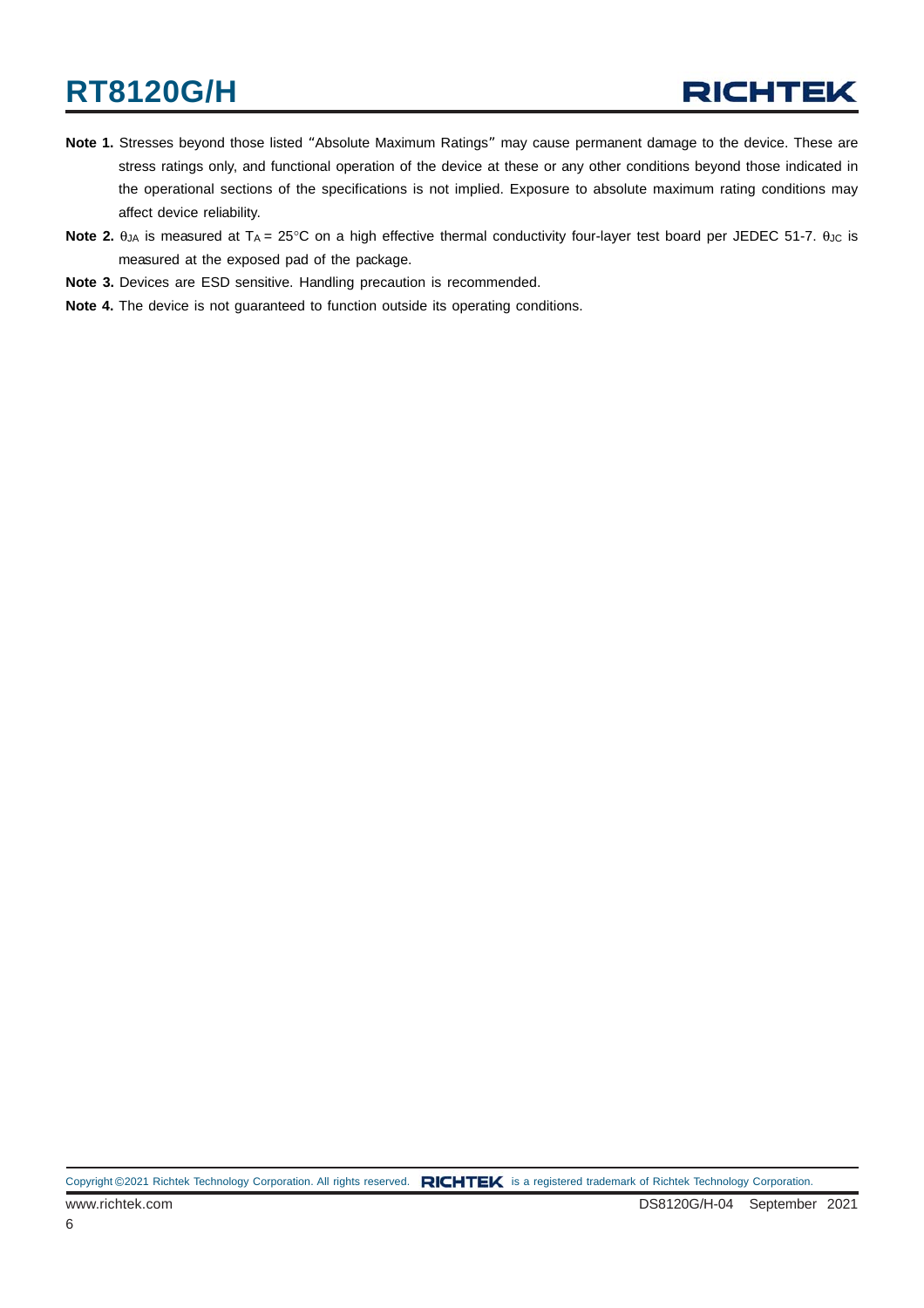**Note 1.** Stresses beyond those listed "Absolute Maximum Ratings" may cause permanent damage to the device. These are stress ratings only, and functional operation of the device at these or any other conditions beyond those indicated in the operational sections of the specifications is not implied. Exposure to absolute maximum rating conditions may affect device reliability.

**Note 2.** $\theta_{JA}$ is measured at $T_A$ = 25°C on a high effective thermal conductivity four-layer test board per JEDEC 51-7. $\theta_{JC}$ is measured at the exposed pad of the package.

**Note 3.** Devices are ESD sensitive. Handling precaution is recommended.

**Note 4.** The device is not guaranteed to function outside its operating conditions.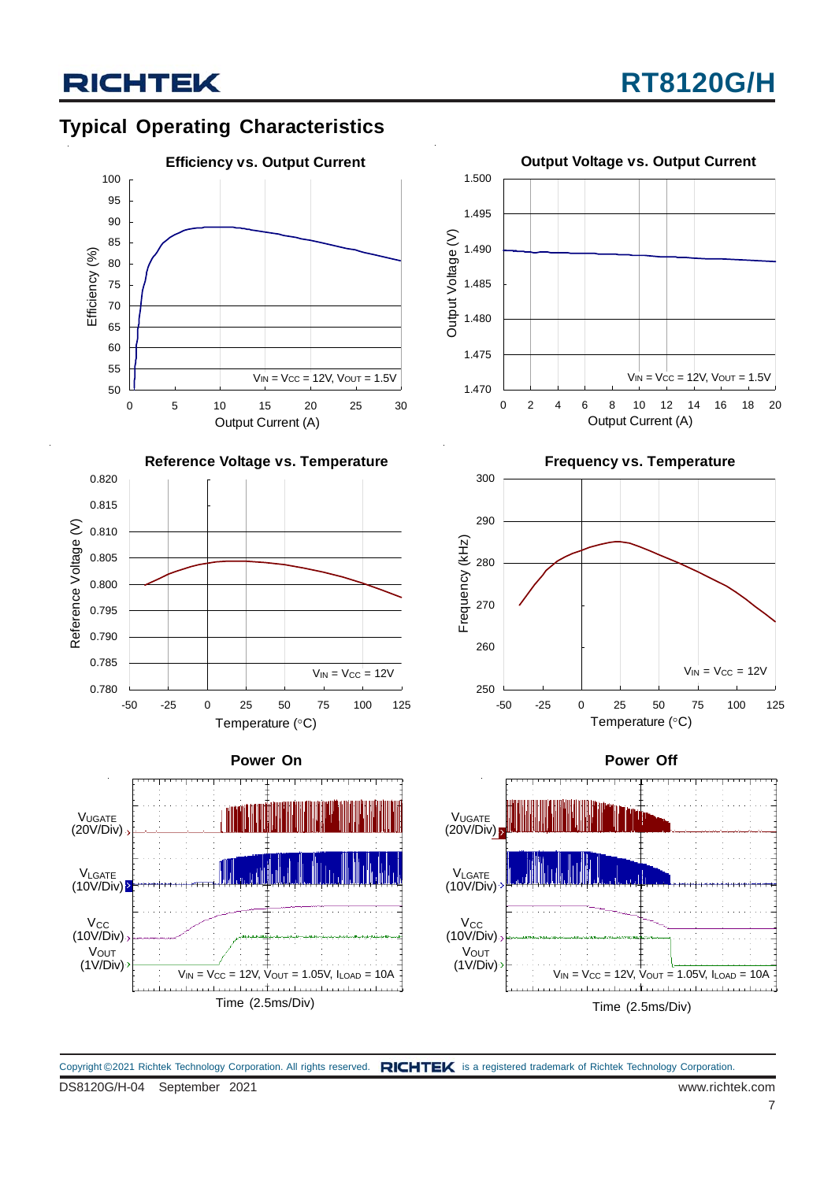## Typical Operating Characteristics

**Efficiency vs. Output Current**

Efficiency (%) vs. Output Current (A); $V_{IN} = V_{CC} = 12V$, $V_{OUT} = 1.5V$

**Output Voltage vs. Output Current**

Output Voltage (V) vs. Output Current (A); $V_{IN} = V_{CC} = 12V$, $V_{OUT} = 1.5V$

**Reference Voltage vs. Temperature**

Reference Voltage (V) vs. Temperature (°C); $V_{IN} = V_{CC} = 12V$

**Frequency vs. Temperature**

Frequency (kHz) vs. Temperature (°C); $V_{IN} = V_{CC} = 12V$

**Power On**

$V_{UGATE}$ (20V/Div), $V_{LGATE}$ (10V/Div), $V_{CC}$ (10V/Div), $V_{OUT}$ (1V/Div)

$V_{IN} = V_{CC} = 12V$, $V_{OUT} = 1.05V$, $I_{LOAD} = 10A$

Time (2.5ms/Div)

**Power Off**

$V_{UGATE}$ (20V/Div), $V_{LGATE}$ (10V/Div), $V_{CC}$ (10V/Div), $V_{OUT}$ (1V/Div)

$V_{IN} = V_{CC} = 12V$, $V_{OUT} = 1.05V$, $I_{LOAD} = 10A$

Time (2.5ms/Div)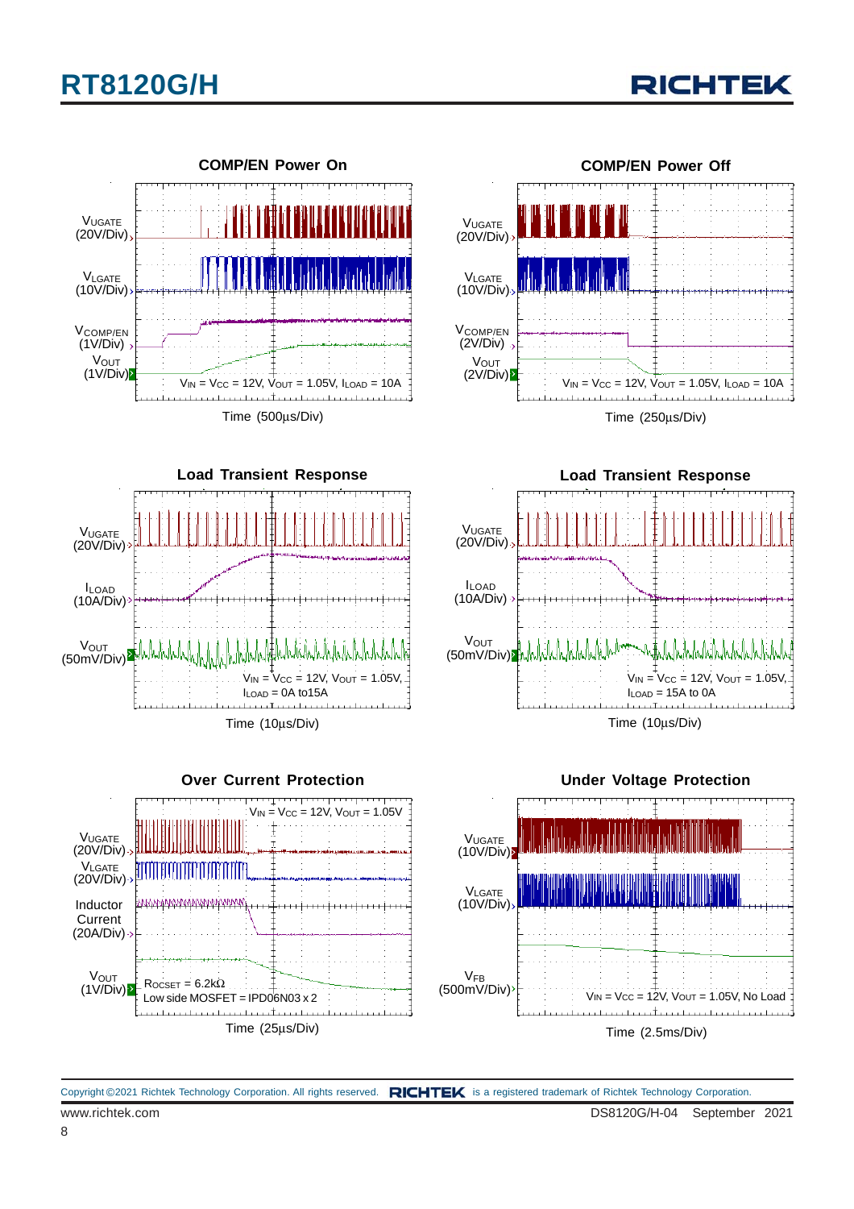COMP/EN Power On

$V_{UGATE}$ (20V/Div)

$V_{LGATE}$ (10V/Div)

$V_{COMP/EN}$ (1V/Div)

$V_{OUT}$ (1V/Div)

$V_{IN} = V_{CC} = 12V$, $V_{OUT} = 1.05V$, $I_{LOAD} = 10A$

Time (500μs/Div)

COMP/EN Power Off

$V_{UGATE}$ (20V/Div)

$V_{LGATE}$ (10V/Div)

$V_{COMP/EN}$ (2V/Div)

$V_{OUT}$ (2V/Div)

$V_{IN} = V_{CC} = 12V$, $V_{OUT} = 1.05V$, $I_{LOAD} = 10A$

Time (250μs/Div)

Load Transient Response

$V_{UGATE}$ (20V/Div)

$I_{LOAD}$ (10A/Div)

$V_{OUT}$ (50mV/Div)

$V_{IN} = V_{CC} = 12V$, $V_{OUT} = 1.05V$, $I_{LOAD} = 0A$ to15A

Time (10μs/Div)

Load Transient Response

$V_{UGATE}$ (20V/Div)

$I_{LOAD}$ (10A/Div)

$V_{OUT}$ (50mV/Div)

$V_{IN} = V_{CC} = 12V$, $V_{OUT} = 1.05V$, $I_{LOAD} = 15A$ to 0A

Time (10μs/Div)

Over Current Protection

$V_{IN} = V_{CC} = 12V$, $V_{OUT} = 1.05V$

$V_{UGATE}$ (20V/Div)

$V_{LGATE}$ (20V/Div)

Inductor Current (20A/Div)

$V_{OUT}$ (1V/Div)

$R_{OCSET} = 6.2k\Omega$
Low side MOSFET = IPD06N03 x 2

Time (25μs/Div)

Under Voltage Protection

$V_{UGATE}$ (10V/Div)

$V_{LGATE}$ (10V/Div)

$V_{FB}$ (500mV/Div)

$V_{IN} = V_{CC} = 12V$, $V_{OUT} = 1.05V$, No Load

Time (2.5ms/Div)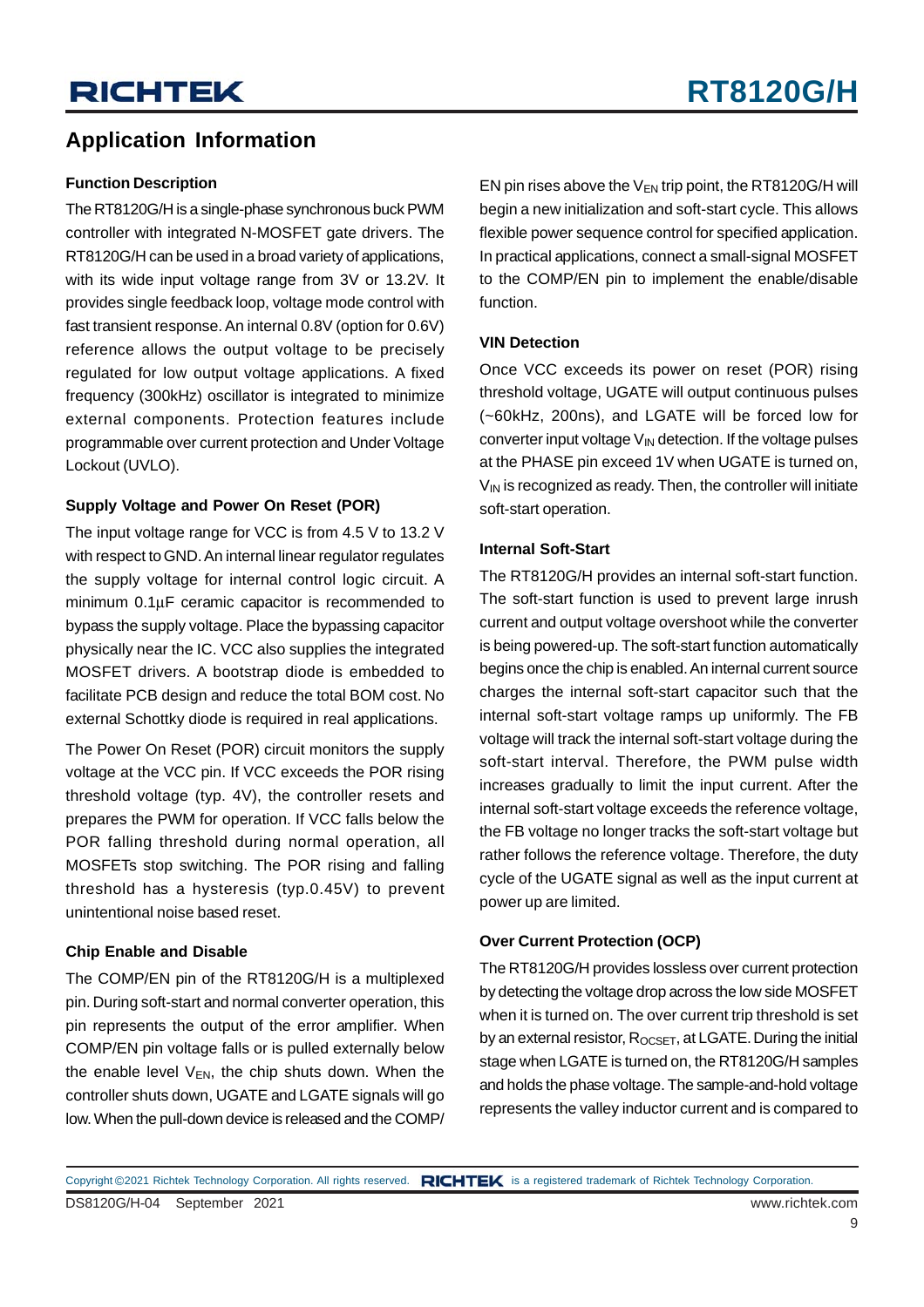## Application Information

### Function Description

The RT8120G/H is a single-phase synchronous buck PWM controller with integrated N-MOSFET gate drivers. The RT8120G/H can be used in a broad variety of applications, with its wide input voltage range from 3V or 13.2V. It provides single feedback loop, voltage mode control with fast transient response. An internal 0.8V (option for 0.6V) reference allows the output voltage to be precisely regulated for low output voltage applications. A fixed frequency (300kHz) oscillator is integrated to minimize external components. Protection features include programmable over current protection and Under Voltage Lockout (UVLO).

### Supply Voltage and Power On Reset (POR)

The input voltage range for VCC is from 4.5 V to 13.2 V with respect to GND. An internal linear regulator regulates the supply voltage for internal control logic circuit. A minimum 0.1μF ceramic capacitor is recommended to bypass the supply voltage. Place the bypassing capacitor physically near the IC. VCC also supplies the integrated MOSFET drivers. A bootstrap diode is embedded to facilitate PCB design and reduce the total BOM cost. No external Schottky diode is required in real applications.

The Power On Reset (POR) circuit monitors the supply voltage at the VCC pin. If VCC exceeds the POR rising threshold voltage (typ. 4V), the controller resets and prepares the PWM for operation. If VCC falls below the POR falling threshold during normal operation, all MOSFETs stop switching. The POR rising and falling threshold has a hysteresis (typ.0.45V) to prevent unintentional noise based reset.

### Chip Enable and Disable

The COMP/EN pin of the RT8120G/H is a multiplexed pin. During soft-start and normal converter operation, this pin represents the output of the error amplifier. When COMP/EN pin voltage falls or is pulled externally below the enable level $V_{EN}$, the chip shuts down. When the controller shuts down, UGATE and LGATE signals will go low. When the pull-down device is released and the COMP/EN pin rises above the $V_{EN}$ trip point, the RT8120G/H will begin a new initialization and soft-start cycle. This allows flexible power sequence control for specified application. In practical applications, connect a small-signal MOSFET to the COMP/EN pin to implement the enable/disable function.

### VIN Detection

Once VCC exceeds its power on reset (POR) rising threshold voltage, UGATE will output continuous pulses (~60kHz, 200ns), and LGATE will be forced low for converter input voltage $V_{IN}$ detection. If the voltage pulses at the PHASE pin exceed 1V when UGATE is turned on, $V_{IN}$ is recognized as ready. Then, the controller will initiate soft-start operation.

### Internal Soft-Start

The RT8120G/H provides an internal soft-start function. The soft-start function is used to prevent large inrush current and output voltage overshoot while the converter is being powered-up. The soft-start function automatically begins once the chip is enabled. An internal current source charges the internal soft-start capacitor such that the internal soft-start voltage ramps up uniformly. The FB voltage will track the internal soft-start voltage during the soft-start interval. Therefore, the PWM pulse width increases gradually to limit the input current. After the internal soft-start voltage exceeds the reference voltage, the FB voltage no longer tracks the soft-start voltage but rather follows the reference voltage. Therefore, the duty cycle of the UGATE signal as well as the input current at power up are limited.

### Over Current Protection (OCP)

The RT8120G/H provides lossless over current protection by detecting the voltage drop across the low side MOSFET when it is turned on. The over current trip threshold is set by an external resistor, $R_{OCSET}$, at LGATE. During the initial stage when LGATE is turned on, the RT8120G/H samples and holds the phase voltage. The sample-and-hold voltage represents the valley inductor current and is compared to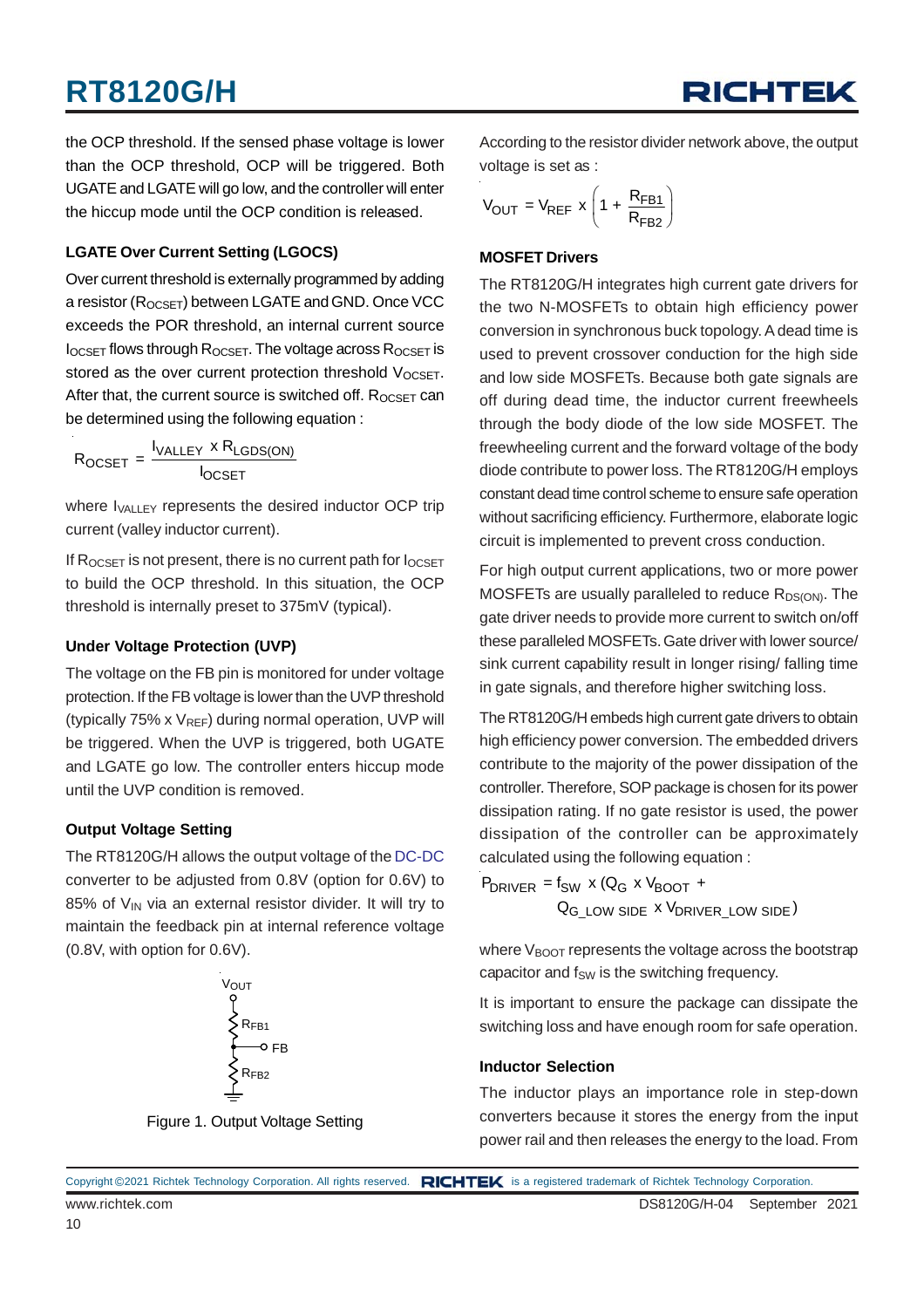the OCP threshold. If the sensed phase voltage is lower than the OCP threshold, OCP will be triggered. Both UGATE and LGATE will go low, and the controller will enter the hiccup mode until the OCP condition is released.

### LGATE Over Current Setting (LGOCS)

Over current threshold is externally programmed by adding a resistor ($R_{OCSET}$) between LGATE and GND. Once VCC exceeds the POR threshold, an internal current source $I_{OCSET}$ flows through $R_{OCSET}$. The voltage across $R_{OCSET}$ is stored as the over current protection threshold $V_{OCSET}$. After that, the current source is switched off. $R_{OCSET}$ can be determined using the following equation :

$$R_{OCSET} = \frac{I_{VALLEY} \times R_{LGDS(ON)}}{I_{OCSET}}$$

where $I_{VALLEY}$ represents the desired inductor OCP trip current (valley inductor current).

If $R_{OCSET}$ is not present, there is no current path for $I_{OCSET}$ to build the OCP threshold. In this situation, the OCP threshold is internally preset to 375mV (typical).

### Under Voltage Protection (UVP)

The voltage on the FB pin is monitored for under voltage protection. If the FB voltage is lower than the UVP threshold (typically 75% x $V_{REF}$) during normal operation, UVP will be triggered. When the UVP is triggered, both UGATE and LGATE go low. The controller enters hiccup mode until the UVP condition is removed.

### Output Voltage Setting

The RT8120G/H allows the output voltage of the DC-DC converter to be adjusted from 0.8V (option for 0.6V) to 85% of $V_{IN}$ via an external resistor divider. It will try to maintain the feedback pin at internal reference voltage (0.8V, with option for 0.6V).

Figure 1. Output Voltage Setting

According to the resistor divider network above, the output voltage is set as :

$$V_{OUT} = V_{REF} \times \left(1 + \frac{R_{FB1}}{R_{FB2}}\right)$$

### MOSFET Drivers

The RT8120G/H integrates high current gate drivers for the two N-MOSFETs to obtain high efficiency power conversion in synchronous buck topology. A dead time is used to prevent crossover conduction for the high side and low side MOSFETs. Because both gate signals are off during dead time, the inductor current freewheels through the body diode of the low side MOSFET. The freewheeling current and the forward voltage of the body diode contribute to power loss. The RT8120G/H employs constant dead time control scheme to ensure safe operation without sacrificing efficiency. Furthermore, elaborate logic circuit is implemented to prevent cross conduction.

For high output current applications, two or more power MOSFETs are usually paralleled to reduce $R_{DS(ON)}$. The gate driver needs to provide more current to switch on/off these paralleled MOSFETs. Gate driver with lower source/sink current capability result in longer rising/ falling time in gate signals, and therefore higher switching loss.

The RT8120G/H embeds high current gate drivers to obtain high efficiency power conversion. The embedded drivers contribute to the majority of the power dissipation of the controller. Therefore, SOP package is chosen for its power dissipation rating. If no gate resistor is used, the power dissipation of the controller can be approximately calculated using the following equation :

$$P_{DRIVER} = f_{SW} \times (Q_G \times V_{BOOT} + Q_{G\_LOW\ SIDE} \times V_{DRIVER\_LOW\ SIDE})$$

where $V_{BOOT}$ represents the voltage across the bootstrap capacitor and $f_{SW}$ is the switching frequency.

It is important to ensure the package can dissipate the switching loss and have enough room for safe operation.

### Inductor Selection

The inductor plays an importance role in step-down converters because it stores the energy from the input power rail and then releases the energy to the load. From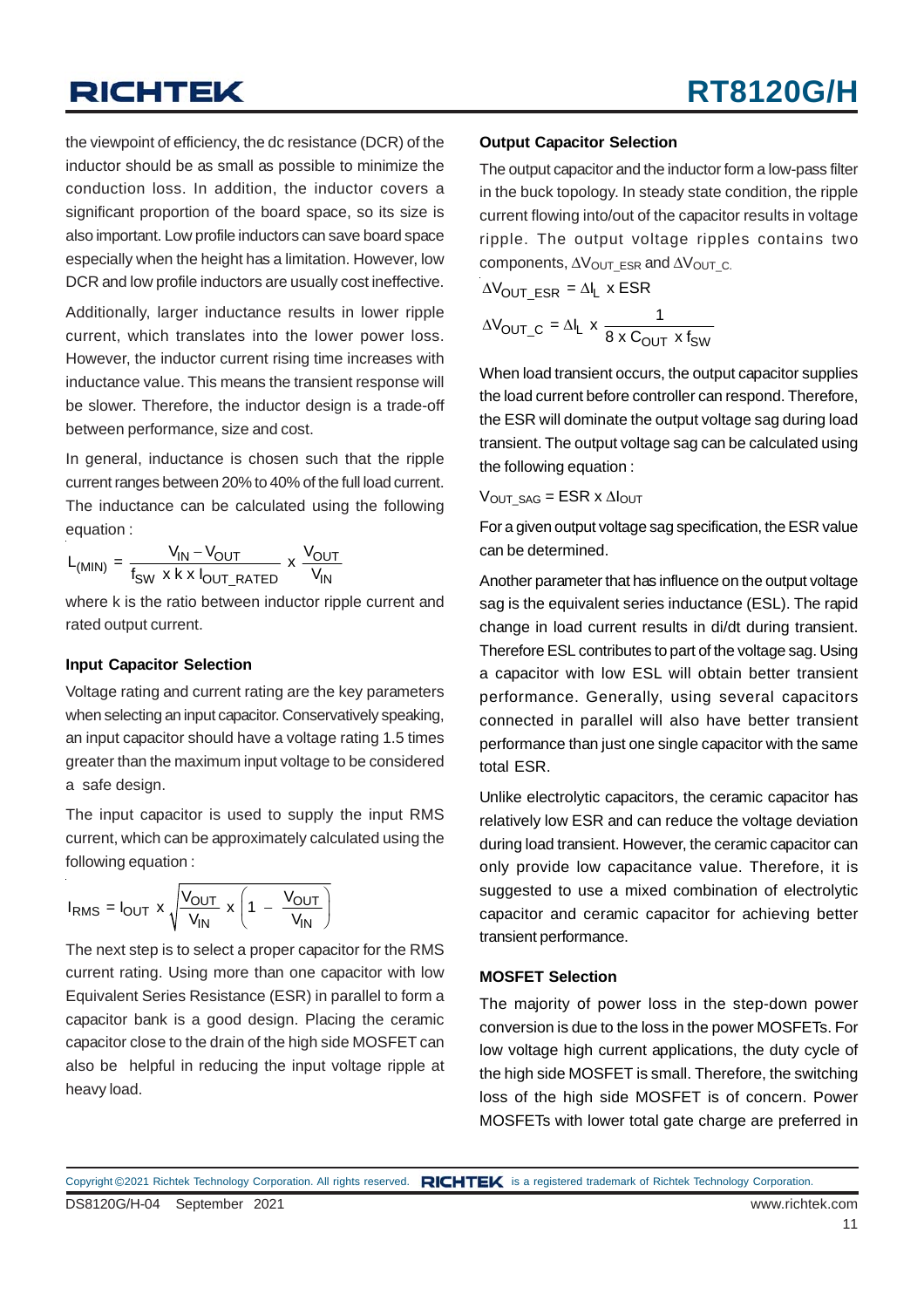the viewpoint of efficiency, the dc resistance (DCR) of the inductor should be as small as possible to minimize the conduction loss. In addition, the inductor covers a significant proportion of the board space, so its size is also important. Low profile inductors can save board space especially when the height has a limitation. However, low DCR and low profile inductors are usually cost ineffective.

Additionally, larger inductance results in lower ripple current, which translates into the lower power loss. However, the inductor current rising time increases with inductance value. This means the transient response will be slower. Therefore, the inductor design is a trade-off between performance, size and cost.

In general, inductance is chosen such that the ripple current ranges between 20% to 40% of the full load current. The inductance can be calculated using the following equation :

$$L_{(MIN)} = \frac{V_{IN} - V_{OUT}}{f_{SW} \times k \times I_{OUT\_RATED}} \times \frac{V_{OUT}}{V_{IN}}$$

where k is the ratio between inductor ripple current and rated output current.

### Input Capacitor Selection

Voltage rating and current rating are the key parameters when selecting an input capacitor. Conservatively speaking, an input capacitor should have a voltage rating 1.5 times greater than the maximum input voltage to be considered a safe design.

The input capacitor is used to supply the input RMS current, which can be approximately calculated using the following equation :

$$I_{RMS} = I_{OUT} \times \sqrt{\frac{V_{OUT}}{V_{IN}} \times \left(1 - \frac{V_{OUT}}{V_{IN}}\right)}$$

The next step is to select a proper capacitor for the RMS current rating. Using more than one capacitor with low Equivalent Series Resistance (ESR) in parallel to form a capacitor bank is a good design. Placing the ceramic capacitor close to the drain of the high side MOSFET can also be helpful in reducing the input voltage ripple at heavy load.

### Output Capacitor Selection

The output capacitor and the inductor form a low-pass filter in the buck topology. In steady state condition, the ripple current flowing into/out of the capacitor results in voltage ripple. The output voltage ripples contains two components, $\Delta V_{OUT\_ESR}$ and $\Delta V_{OUT\_C}$.

$$\Delta V_{OUT\_ESR} = \Delta I_L \times ESR$$

$$\Delta V_{OUT\_C} = \Delta I_L \times \frac{1}{8 \times C_{OUT} \times f_{SW}}$$

When load transient occurs, the output capacitor supplies the load current before controller can respond. Therefore, the ESR will dominate the output voltage sag during load transient. The output voltage sag can be calculated using the following equation :

$$V_{OUT\_SAG} = ESR \times \Delta I_{OUT}$$

For a given output voltage sag specification, the ESR value can be determined.

Another parameter that has influence on the output voltage sag is the equivalent series inductance (ESL). The rapid change in load current results in di/dt during transient. Therefore ESL contributes to part of the voltage sag. Using a capacitor with low ESL will obtain better transient performance. Generally, using several capacitors connected in parallel will also have better transient performance than just one single capacitor with the same total ESR.

Unlike electrolytic capacitors, the ceramic capacitor has relatively low ESR and can reduce the voltage deviation during load transient. However, the ceramic capacitor can only provide low capacitance value. Therefore, it is suggested to use a mixed combination of electrolytic capacitor and ceramic capacitor for achieving better transient performance.

### MOSFET Selection

The majority of power loss in the step-down power conversion is due to the loss in the power MOSFETs. For low voltage high current applications, the duty cycle of the high side MOSFET is small. Therefore, the switching loss of the high side MOSFET is of concern. Power MOSFETs with lower total gate charge are preferred in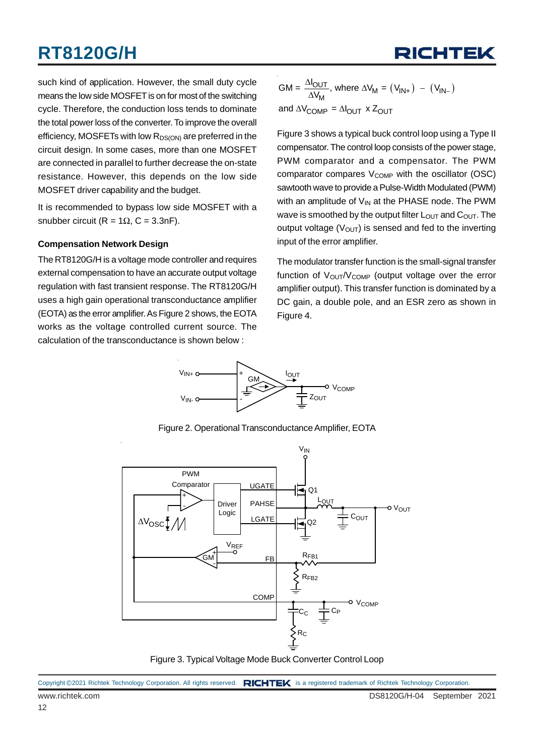such kind of application. However, the small duty cycle means the low side MOSFET is on for most of the switching cycle. Therefore, the conduction loss tends to dominate the total power loss of the converter. To improve the overall efficiency, MOSFETs with low $R_{DS(ON)}$ are preferred in the circuit design. In some cases, more than one MOSFET are connected in parallel to further decrease the on-state resistance. However, this depends on the low side MOSFET driver capability and the budget.

It is recommended to bypass low side MOSFET with a snubber circuit (R = 1Ω, C = 3.3nF).

**Compensation Network Design**

The RT8120G/H is a voltage mode controller and requires external compensation to have an accurate output voltage regulation with fast transient response. The RT8120G/H uses a high gain operational transconductance amplifier (EOTA) as the error amplifier. As Figure 2 shows, the EOTA works as the voltage controlled current source. The calculation of the transconductance is shown below :

$$GM = \frac{\Delta I_{OUT}}{\Delta V_M}, \text{ where } \Delta V_M = (V_{IN+}) - (V_{IN-})$$

and $\Delta V_{COMP} = \Delta I_{OUT} \times Z_{OUT}$

Figure 3 shows a typical buck control loop using a Type II compensator. The control loop consists of the power stage, PWM comparator and a compensator. The PWM comparator compares $V_{COMP}$ with the oscillator (OSC) sawtooth wave to provide a Pulse-Width Modulated (PWM) with an amplitude of $V_{IN}$ at the PHASE node. The PWM wave is smoothed by the output filter $L_{OUT}$ and $C_{OUT}$. The output voltage ($V_{OUT}$) is sensed and fed to the inverting input of the error amplifier.

The modulator transfer function is the small-signal transfer function of $V_{OUT}/V_{COMP}$ (output voltage over the error amplifier output). This transfer function is dominated by a DC gain, a double pole, and an ESR zero as shown in Figure 4.

Figure 2. Operational Transconductance Amplifier, EOTA

Figure 3. Typical Voltage Mode Buck Converter Control Loop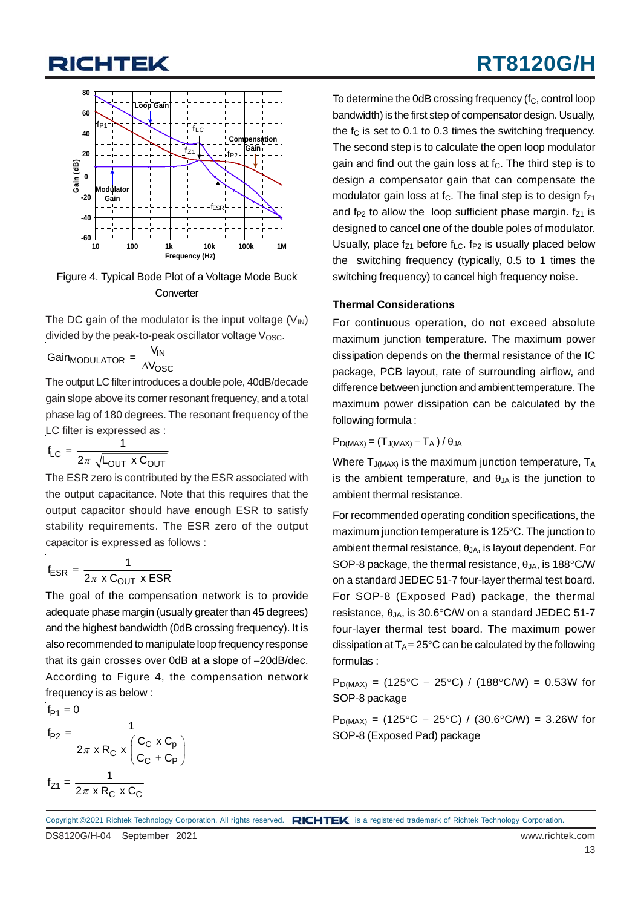Figure 4. Typical Bode Plot of a Voltage Mode Buck Converter

The DC gain of the modulator is the input voltage ($V_{IN}$) divided by the peak-to-peak oscillator voltage $V_{OSC}$.

$$Gain_{MODULATOR} = \frac{V_{IN}}{\Delta V_{OSC}}$$

The output LC filter introduces a double pole, 40dB/decade gain slope above its corner resonant frequency, and a total phase lag of 180 degrees. The resonant frequency of the LC filter is expressed as :

$$f_{LC} = \frac{1}{2\pi \sqrt{L_{OUT} \times C_{OUT}}}$$

The ESR zero is contributed by the ESR associated with the output capacitance. Note that this requires that the output capacitor should have enough ESR to satisfy stability requirements. The ESR zero of the output capacitor is expressed as follows :

$$f_{ESR} = \frac{1}{2\pi \times C_{OUT} \times ESR}$$

The goal of the compensation network is to provide adequate phase margin (usually greater than 45 degrees) and the highest bandwidth (0dB crossing frequency). It is also recommended to manipulate loop frequency response that its gain crosses over 0dB at a slope of −20dB/dec. According to Figure 4, the compensation network frequency is as below :

$$f_{P1} = 0$$

$$f_{P2} = \frac{1}{2\pi \times R_C \times \left(\frac{C_C \times C_P}{C_C + C_P}\right)}$$

$$f_{Z1} = \frac{1}{2\pi \times R_C \times C_C}$$

To determine the 0dB crossing frequency ($f_C$, control loop bandwidth) is the first step of compensator design. Usually, the $f_C$ is set to 0.1 to 0.3 times the switching frequency. The second step is to calculate the open loop modulator gain and find out the gain loss at $f_C$. The third step is to design a compensator gain that can compensate the modulator gain loss at $f_C$. The final step is to design $f_{Z1}$ and $f_{P2}$ to allow the loop sufficient phase margin. $f_{Z1}$ is designed to cancel one of the double poles of modulator. Usually, place $f_{Z1}$ before $f_{LC}$. $f_{P2}$ is usually placed below the switching frequency (typically, 0.5 to 1 times the switching frequency) to cancel high frequency noise.

### Thermal Considerations

For continuous operation, do not exceed absolute maximum junction temperature. The maximum power dissipation depends on the thermal resistance of the IC package, PCB layout, rate of surrounding airflow, and difference between junction and ambient temperature. The maximum power dissipation can be calculated by the following formula :

$$P_{D(MAX)} = (T_{J(MAX)} - T_A) / \theta_{JA}$$

Where $T_{J(MAX)}$ is the maximum junction temperature, $T_A$ is the ambient temperature, and $\theta_{JA}$ is the junction to ambient thermal resistance.

For recommended operating condition specifications, the maximum junction temperature is 125°C. The junction to ambient thermal resistance, $\theta_{JA}$, is layout dependent. For SOP-8 package, the thermal resistance, $\theta_{JA}$, is 188°C/W on a standard JEDEC 51-7 four-layer thermal test board. For SOP-8 (Exposed Pad) package, the thermal resistance, $\theta_{JA}$, is 30.6°C/W on a standard JEDEC 51-7 four-layer thermal test board. The maximum power dissipation at $T_A$ = 25°C can be calculated by the following formulas :

$P_{D(MAX)}$ = (125°C − 25°C) / (188°C/W) = 0.53W for SOP-8 package

$P_{D(MAX)}$ = (125°C − 25°C) / (30.6°C/W) = 3.26W for SOP-8 (Exposed Pad) package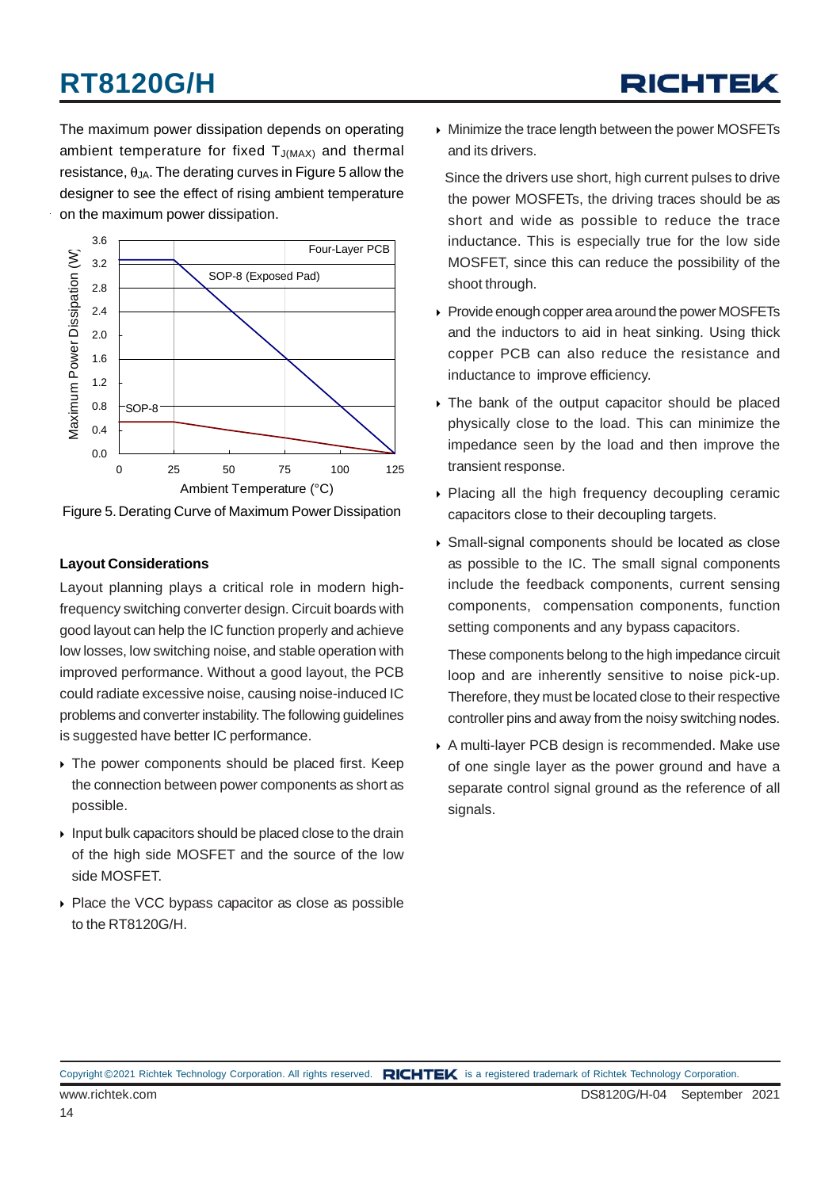The maximum power dissipation depends on operating ambient temperature for fixed $T_{J(MAX)}$ and thermal resistance, $\theta_{JA}$. The derating curves in Figure 5 allow the designer to see the effect of rising ambient temperature on the maximum power dissipation.

Figure 5. Derating Curve of Maximum Power Dissipation

### Layout Considerations

Layout planning plays a critical role in modern high-frequency switching converter design. Circuit boards with good layout can help the IC function properly and achieve low losses, low switching noise, and stable operation with improved performance. Without a good layout, the PCB could radiate excessive noise, causing noise-induced IC problems and converter instability. The following guidelines is suggested have better IC performance.

- The power components should be placed first. Keep the connection between power components as short as possible.
- Input bulk capacitors should be placed close to the drain of the high side MOSFET and the source of the low side MOSFET.
- Place the VCC bypass capacitor as close as possible to the RT8120G/H.
- Minimize the trace length between the power MOSFETs and its drivers.

  Since the drivers use short, high current pulses to drive the power MOSFETs, the driving traces should be as short and wide as possible to reduce the trace inductance. This is especially true for the low side MOSFET, since this can reduce the possibility of the shoot through.
- Provide enough copper area around the power MOSFETs and the inductors to aid in heat sinking. Using thick copper PCB can also reduce the resistance and inductance to improve efficiency.
- The bank of the output capacitor should be placed physically close to the load. This can minimize the impedance seen by the load and then improve the transient response.
- Placing all the high frequency decoupling ceramic capacitors close to their decoupling targets.
- Small-signal components should be located as close as possible to the IC. The small signal components include the feedback components, current sensing components, compensation components, function setting components and any bypass capacitors.

  These components belong to the high impedance circuit loop and are inherently sensitive to noise pick-up. Therefore, they must be located close to their respective controller pins and away from the noisy switching nodes.
- A multi-layer PCB design is recommended. Make use of one single layer as the power ground and have a separate control signal ground as the reference of all signals.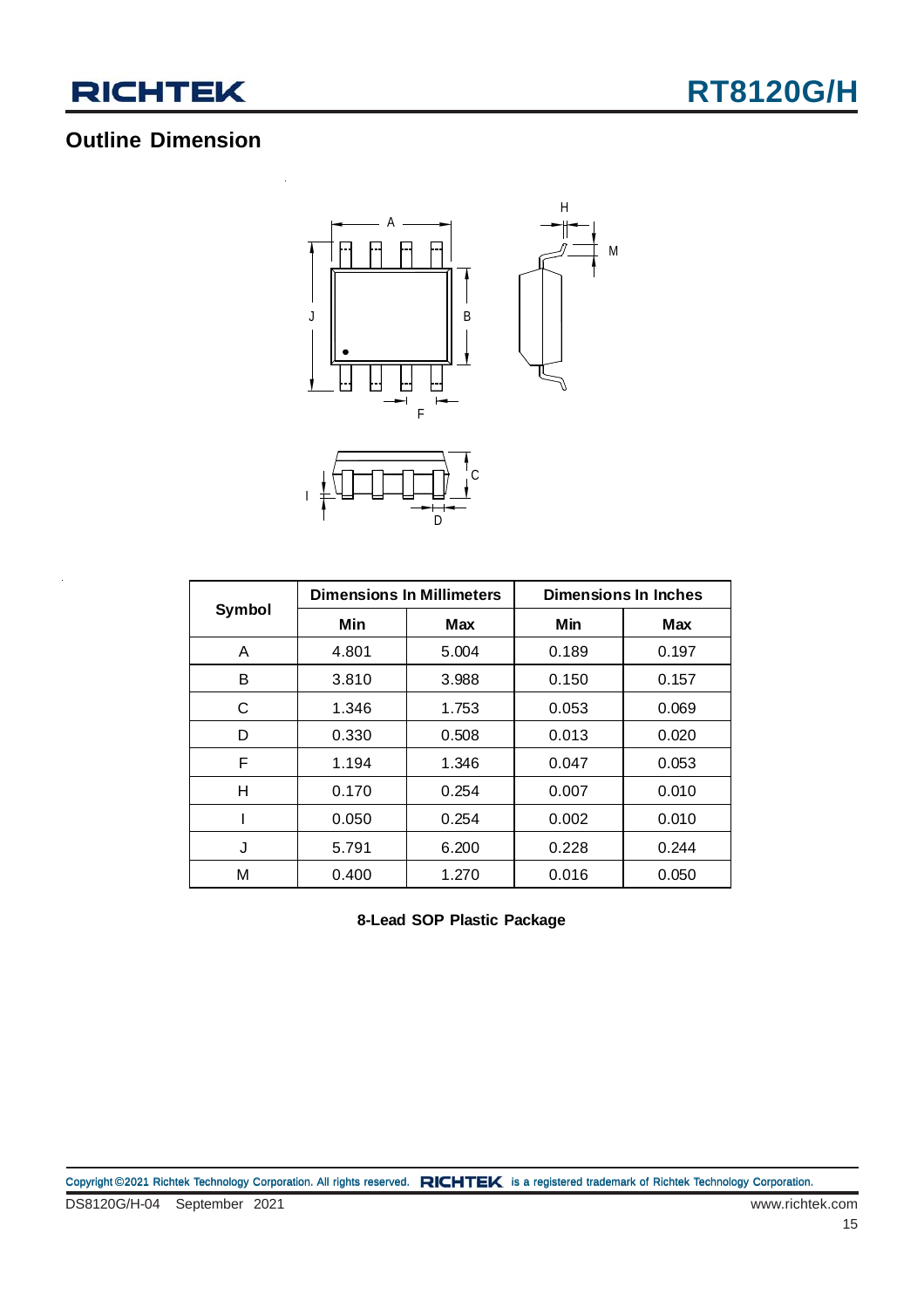## Outline Dimension

| Symbol | Dimensions In Millimeters | | Dimensions In Inches | |
|---|---|---|---|---|
| | Min | Max | Min | Max |
| A | 4.801 | 5.004 | 0.189 | 0.197 |
| B | 3.810 | 3.988 | 0.150 | 0.157 |
| C | 1.346 | 1.753 | 0.053 | 0.069 |
| D | 0.330 | 0.508 | 0.013 | 0.020 |
| F | 1.194 | 1.346 | 0.047 | 0.053 |
| H | 0.170 | 0.254 | 0.007 | 0.010 |
| I | 0.050 | 0.254 | 0.002 | 0.010 |
| J | 5.791 | 6.200 | 0.228 | 0.244 |
| M | 0.400 | 1.270 | 0.016 | 0.050 |

**8-Lead SOP Plastic Package**

Copyright ©2021 Richtek Technology Corporation. All rights reserved. RICHTEK is a registered trademark of Richtek Technology Corporation.

DS8120G/H-04 September 2021

www.richtek.com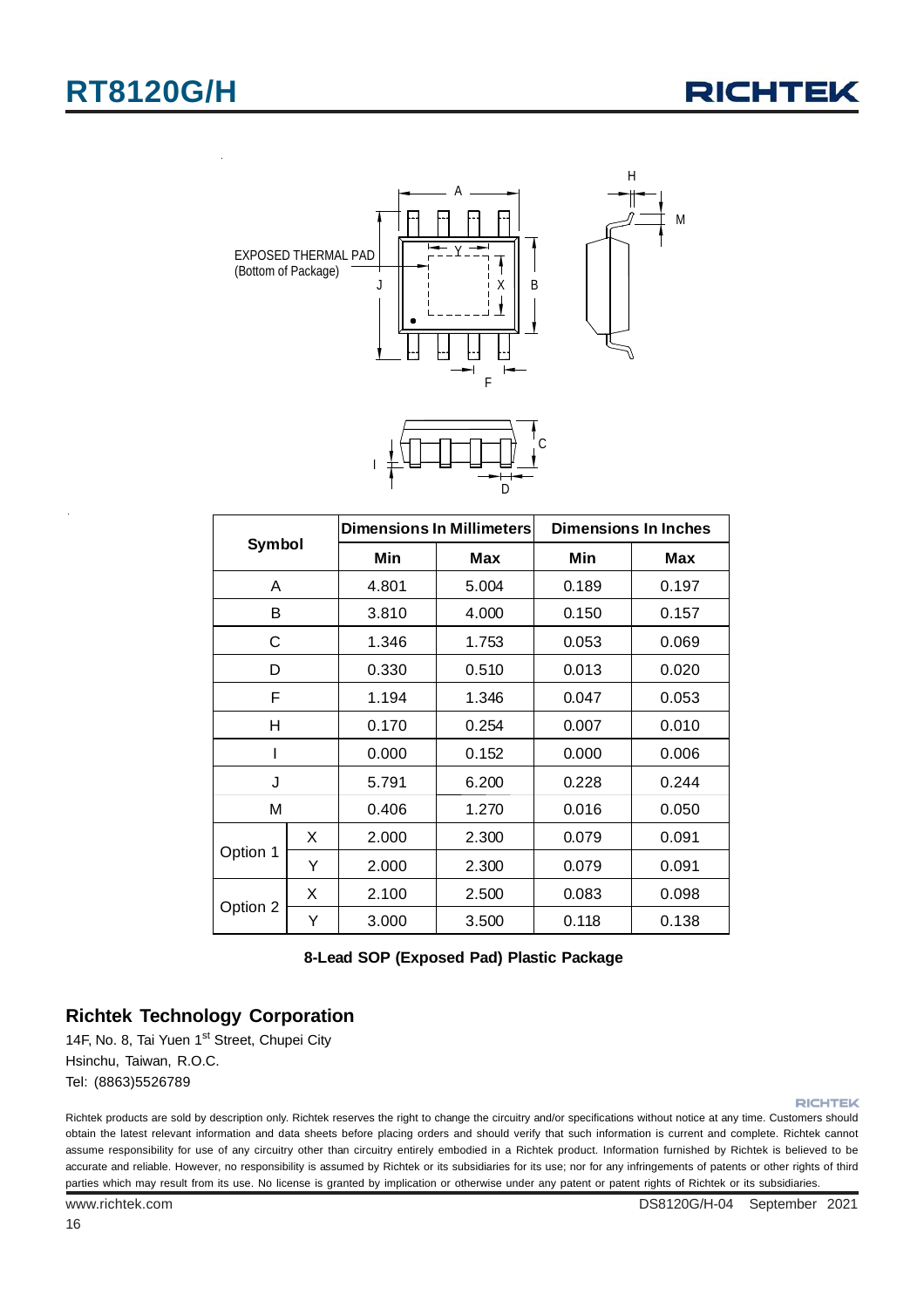EXPOSED THERMAL PAD
(Bottom of Package)

A
B
C
D
F
H
I
J
M
X
Y

| Symbol | | Dimensions In Millimeters | | Dimensions In Inches | |
|---|---|---|---|---|---|
| | | Min | Max | Min | Max |
| A | | 4.801 | 5.004 | 0.189 | 0.197 |
| B | | 3.810 | 4.000 | 0.150 | 0.157 |
| C | | 1.346 | 1.753 | 0.053 | 0.069 |
| D | | 0.330 | 0.510 | 0.013 | 0.020 |
| F | | 1.194 | 1.346 | 0.047 | 0.053 |
| H | | 0.170 | 0.254 | 0.007 | 0.010 |
| I | | 0.000 | 0.152 | 0.000 | 0.006 |
| J | | 5.791 | 6.200 | 0.228 | 0.244 |
| M | | 0.406 | 1.270 | 0.016 | 0.050 |
| Option 1 | X | 2.000 | 2.300 | 0.079 | 0.091 |
| | Y | 2.000 | 2.300 | 0.079 | 0.091 |
| Option 2 | X | 2.100 | 2.500 | 0.083 | 0.098 |
| | Y | 3.000 | 3.500 | 0.118 | 0.138 |

**8-Lead SOP (Exposed Pad) Plastic Package**

## Richtek Technology Corporation

14F, No. 8, Tai Yuen 1st Street, Chupei City
Hsinchu, Taiwan, R.O.C.
Tel: (8863)5526789

Richtek products are sold by description only. Richtek reserves the right to change the circuitry and/or specifications without notice at any time. Customers should obtain the latest relevant information and data sheets before placing orders and should verify that such information is current and complete. Richtek cannot assume responsibility for use of any circuitry other than circuitry entirely embodied in a Richtek product. Information furnished by Richtek is believed to be accurate and reliable. However, no responsibility is assumed by Richtek or its subsidiaries for its use; nor for any infringements of patents or other rights of third parties which may result from its use. No license is granted by implication or otherwise under any patent or patent rights of Richtek or its subsidiaries.